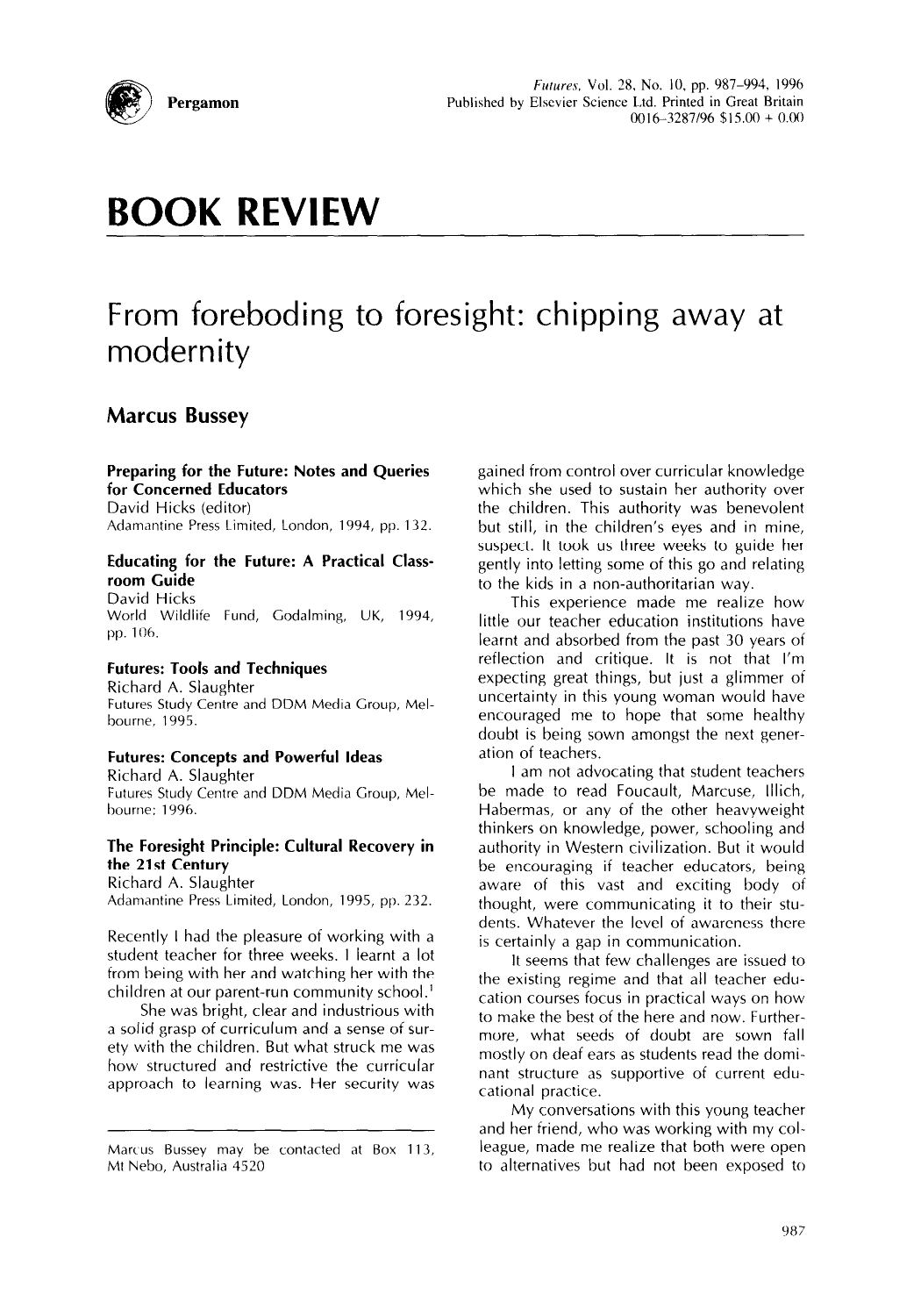# BOOK REVIEW

## From foreboding to foresight: chipping away at modernity

### Marcus Bussey

**Preparing for the Future: Notes and Queries for Concerned Educators**
David Hicks (editor)
Adamantine Press Limited, London, 1994, pp. 132.

**Educating for the Future: A Practical Classroom Guide**
David Hicks
World Wildlife Fund, Godalming, UK, 1994, pp. 106.

**Futures: Tools and Techniques**
Richard A. Slaughter
Futures Study Centre and DDM Media Group, Melbourne, 1995.

**Futures: Concepts and Powerful Ideas**
Richard A. Slaughter
Futures Study Centre and DDM Media Group, Melbourne; 1996.

**The Foresight Principle: Cultural Recovery in the 21st Century**
Richard A. Slaughter
Adamantine Press Limited, London, 1995, pp. 232.

Recently I had the pleasure of working with a student teacher for three weeks. I learnt a lot from being with her and watching her with the children at our parent-run community school.[1]

She was bright, clear and industrious with a solid grasp of curriculum and a sense of surety with the children. But what struck me was how structured and restrictive the curricular approach to learning was. Her security was gained from control over curricular knowledge which she used to sustain her authority over the children. This authority was benevolent but still, in the children's eyes and in mine, suspect. It took us three weeks to guide her gently into letting some of this go and relating to the kids in a non-authoritarian way.

This experience made me realize how little our teacher education institutions have learnt and absorbed from the past 30 years of reflection and critique. It is not that I'm expecting great things, but just a glimmer of uncertainty in this young woman would have encouraged me to hope that some healthy doubt is being sown amongst the next generation of teachers.

I am not advocating that student teachers be made to read Foucault, Marcuse, Illich, Habermas, or any of the other heavyweight thinkers on knowledge, power, schooling and authority in Western civilization. But it would be encouraging if teacher educators, being aware of this vast and exciting body of thought, were communicating it to their students. Whatever the level of awareness there is certainly a gap in communication.

It seems that few challenges are issued to the existing regime and that all teacher education courses focus in practical ways on how to make the best of the here and now. Furthermore, what seeds of doubt are sown fall mostly on deaf ears as students read the dominant structure as supportive of current educational practice.

My conversations with this young teacher and her friend, who was working with my colleague, made me realize that both were open to alternatives but had not been exposed to

Marcus Bussey may be contacted at Box 113, Mt Nebo, Australia 4520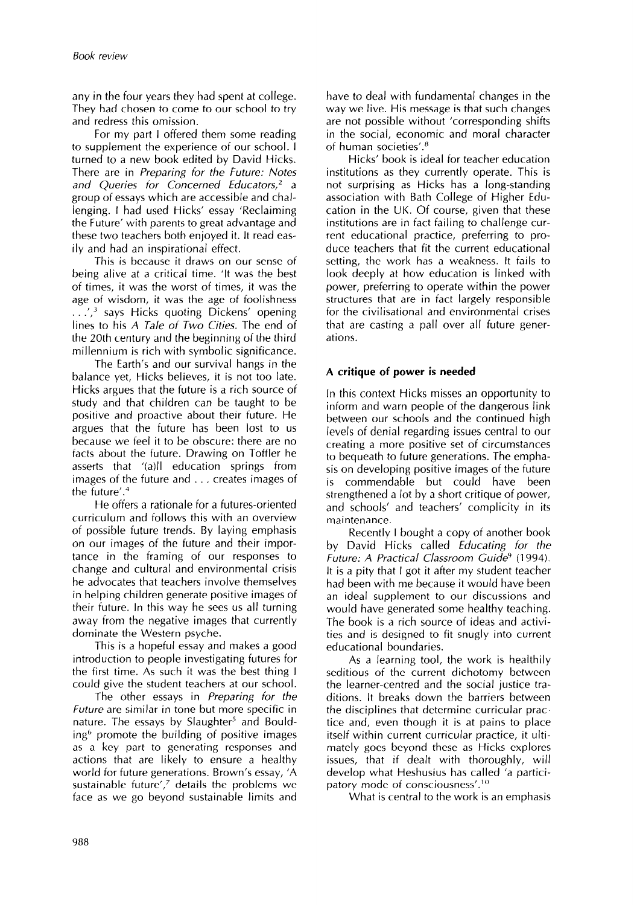any in the four years they had spent at college. They had chosen to come to our school to try and redress this omission.

For my part I offered them some reading to supplement the experience of our school. I turned to a new book edited by David Hicks. There are in *Preparing for the Future: Notes and Queries for Concerned Educators*,[2] a group of essays which are accessible and challenging. I had used Hicks' essay 'Reclaiming the Future' with parents to great advantage and these two teachers both enjoyed it. It read easily and had an inspirational effect.

This is because it draws on our sense of being alive at a critical time. 'It was the best of times, it was the worst of times, it was the age of wisdom, it was the age of foolishness . . .',[3] says Hicks quoting Dickens' opening lines to his *A Tale of Two Cities*. The end of the 20th century and the beginning of the third millennium is rich with symbolic significance.

The Earth's and our survival hangs in the balance yet, Hicks believes, it is not too late. Hicks argues that the future is a rich source of study and that children can be taught to be positive and proactive about their future. He argues that the future has been lost to us because we feel it to be obscure: there are no facts about the future. Drawing on Toffler he asserts that '(a)ll education springs from images of the future and . . . creates images of the future'.[4]

He offers a rationale for a futures-oriented curriculum and follows this with an overview of possible future trends. By laying emphasis on our images of the future and their importance in the framing of our responses to change and cultural and environmental crisis he advocates that teachers involve themselves in helping children generate positive images of their future. In this way he sees us all turning away from the negative images that currently dominate the Western psyche.

This is a hopeful essay and makes a good introduction to people investigating futures for the first time. As such it was the best thing I could give the student teachers at our school.

The other essays in *Preparing for the Future* are similar in tone but more specific in nature. The essays by Slaughter[5] and Boulding[6] promote the building of positive images as a key part to generating responses and actions that are likely to ensure a healthy world for future generations. Brown's essay, 'A sustainable future',[7] details the problems we face as we go beyond sustainable limits and have to deal with fundamental changes in the way we live. His message is that such changes are not possible without 'corresponding shifts in the social, economic and moral character of human societies'.[8]

Hicks' book is ideal for teacher education institutions as they currently operate. This is not surprising as Hicks has a long-standing association with Bath College of Higher Education in the UK. Of course, given that these institutions are in fact failing to challenge current educational practice, preferring to produce teachers that fit the current educational setting, the work has a weakness. It fails to look deeply at how education is linked with power, preferring to operate within the power structures that are in fact largely responsible for the civilisational and environmental crises that are casting a pall over all future generations.

## A critique of power is needed

In this context Hicks misses an opportunity to inform and warn people of the dangerous link between our schools and the continued high levels of denial regarding issues central to our creating a more positive set of circumstances to bequeath to future generations. The emphasis on developing positive images of the future is commendable but could have been strengthened a lot by a short critique of power, and schools' and teachers' complicity in its maintenance.

Recently I bought a copy of another book by David Hicks called *Educating for the Future: A Practical Classroom Guide*[9] (1994). It is a pity that I got it after my student teacher had been with me because it would have been an ideal supplement to our discussions and would have generated some healthy teaching. The book is a rich source of ideas and activities and is designed to fit snugly into current educational boundaries.

As a learning tool, the work is healthily seditious of the current dichotomy between the learner-centred and the social justice traditions. It breaks down the barriers between the disciplines that determine curricular practice and, even though it is at pains to place itself within current curricular practice, it ultimately goes beyond these as Hicks explores issues, that if dealt with thoroughly, will develop what Heshusius has called 'a participatory mode of consciousness'.[10]

What is central to the work is an emphasis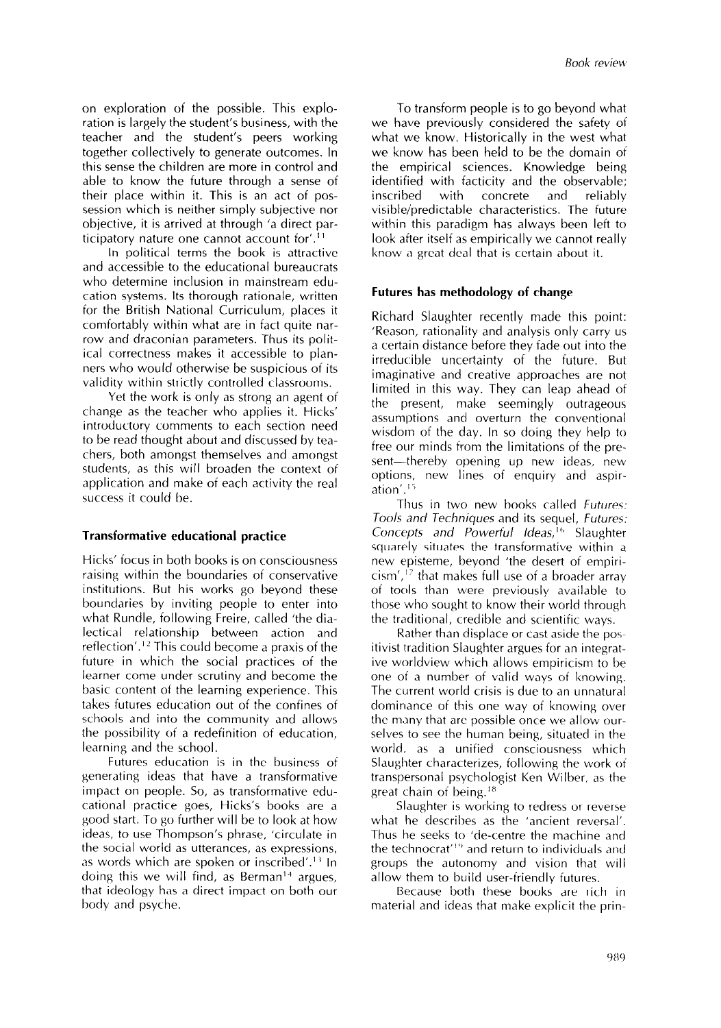on exploration of the possible. This exploration is largely the student's business, with the teacher and the student's peers working together collectively to generate outcomes. In this sense the children are more in control and able to know the future through a sense of their place within it. This is an act of possession which is neither simply subjective nor objective, it is arrived at through 'a direct participatory nature one cannot account for'.[11]

In political terms the book is attractive and accessible to the educational bureaucrats who determine inclusion in mainstream education systems. Its thorough rationale, written for the British National Curriculum, places it comfortably within what are in fact quite narrow and draconian parameters. Thus its political correctness makes it accessible to planners who would otherwise be suspicious of its validity within strictly controlled classrooms.

Yet the work is only as strong an agent of change as the teacher who applies it. Hicks' introductory comments to each section need to be read thought about and discussed by teachers, both amongst themselves and amongst students, as this will broaden the context of application and make of each activity the real success it could be.

## Transformative educational practice

Hicks' focus in both books is on consciousness raising within the boundaries of conservative institutions. But his works go beyond these boundaries by inviting people to enter into what Rundle, following Freire, called 'the dialectical relationship between action and reflection'.[12] This could become a praxis of the future in which the social practices of the learner come under scrutiny and become the basic content of the learning experience. This takes futures education out of the confines of schools and into the community and allows the possibility of a redefinition of education, learning and the school.

Futures education is in the business of generating ideas that have a transformative impact on people. So, as transformative educational practice goes, Hicks's books are a good start. To go further will be to look at how ideas, to use Thompson's phrase, 'circulate in the social world as utterances, as expressions, as words which are spoken or inscribed'.[13] In doing this we will find, as Berman[14] argues, that ideology has a direct impact on both our body and psyche.

To transform people is to go beyond what we have previously considered the safety of what we know. Historically in the west what we know has been held to be the domain of the empirical sciences. Knowledge being identified with facticity and the observable; inscribed with concrete and reliably visible/predictable characteristics. The future within this paradigm has always been left to look after itself as empirically we cannot really know a great deal that is certain about it.

## Futures has methodology of change

Richard Slaughter recently made this point: 'Reason, rationality and analysis only carry us a certain distance before they fade out into the irreducible uncertainty of the future. But imaginative and creative approaches are not limited in this way. They can leap ahead of the present, make seemingly outrageous assumptions and overturn the conventional wisdom of the day. In so doing they help to free our minds from the limitations of the present—thereby opening up new ideas, new options, new lines of enquiry and aspiration'.[15]

Thus in two new books called *Futures: Tools and Techniques* and its sequel, *Futures: Concepts and Powerful Ideas*,[16] Slaughter squarely situates the transformative within a new episteme, beyond 'the desert of empiricism',[17] that makes full use of a broader array of tools than were previously available to those who sought to know their world through the traditional, credible and scientific ways.

Rather than displace or cast aside the positivist tradition Slaughter argues for an integrative worldview which allows empiricism to be one of a number of valid ways of knowing. The current world crisis is due to an unnatural dominance of this one way of knowing over the many that are possible once we allow ourselves to see the human being, situated in the world, as a unified consciousness which Slaughter characterizes, following the work of transpersonal psychologist Ken Wilber, as the great chain of being.[18]

Slaughter is working to redress or reverse what he describes as the 'ancient reversal'. Thus he seeks to 'de-centre the machine and the technocrat'[19] and return to individuals and groups the autonomy and vision that will allow them to build user-friendly futures.

Because both these books are rich in material and ideas that make explicit the prin-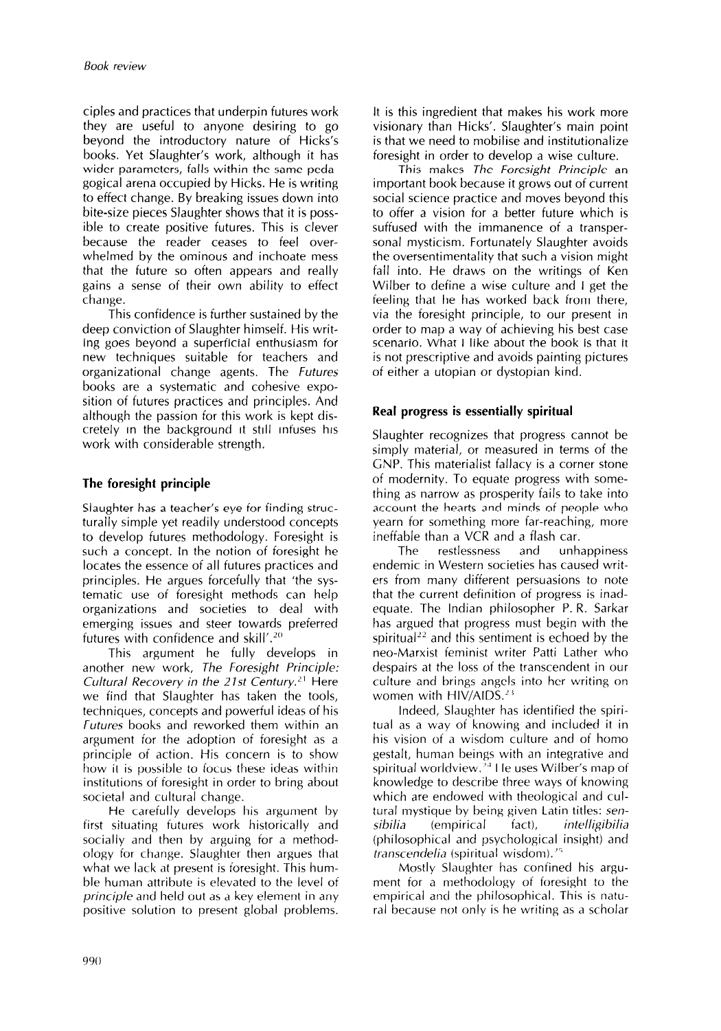ciples and practices that underpin futures work they are useful to anyone desiring to go beyond the introductory nature of Hicks's books. Yet Slaughter's work, although it has wider parameters, falls within the same pedagogical arena occupied by Hicks. He is writing to effect change. By breaking issues down into bite-size pieces Slaughter shows that it is possible to create positive futures. This is clever because the reader ceases to feel overwhelmed by the ominous and inchoate mess that the future so often appears and really gains a sense of their own ability to effect change.

This confidence is further sustained by the deep conviction of Slaughter himself. His writing goes beyond a superficial enthusiasm for new techniques suitable for teachers and organizational change agents. The *Futures* books are a systematic and cohesive exposition of futures practices and principles. And although the passion for this work is kept discretely in the background it still infuses his work with considerable strength.

## The foresight principle

Slaughter has a teacher's eye for finding structurally simple yet readily understood concepts to develop futures methodology. Foresight is such a concept. In the notion of foresight he locates the essence of all futures practices and principles. He argues forcefully that 'the systematic use of foresight methods can help organizations and societies to deal with emerging issues and steer towards preferred futures with confidence and skill'.[20]

This argument he fully develops in another new work, *The Foresight Principle: Cultural Recovery in the 21st Century*.[21] Here we find that Slaughter has taken the tools, techniques, concepts and powerful ideas of his *Futures* books and reworked them within an argument for the adoption of foresight as a principle of action. His concern is to show how it is possible to focus these ideas within institutions of foresight in order to bring about societal and cultural change.

He carefully develops his argument by first situating futures work historically and socially and then by arguing for a methodology for change. Slaughter then argues that what we lack at present is foresight. This humble human attribute is elevated to the level of *principle* and held out as a key element in any positive solution to present global problems. It is this ingredient that makes his work more visionary than Hicks'. Slaughter's main point is that we need to mobilise and institutionalize foresight in order to develop a wise culture.

This makes *The Foresight Principle* an important book because it grows out of current social science practice and moves beyond this to offer a vision for a better future which is suffused with the immanence of a transpersonal mysticism. Fortunately Slaughter avoids the oversentimentality that such a vision might fall into. He draws on the writings of Ken Wilber to define a wise culture and I get the feeling that he has worked back from there, via the foresight principle, to our present in order to map a way of achieving his best case scenario. What I like about the book is that it is not prescriptive and avoids painting pictures of either a utopian or dystopian kind.

## Real progress is essentially spiritual

Slaughter recognizes that progress cannot be simply material, or measured in terms of the GNP. This materialist fallacy is a corner stone of modernity. To equate progress with something as narrow as prosperity fails to take into account the hearts and minds of people who yearn for something more far-reaching, more ineffable than a VCR and a flash car.

The restlessness and unhappiness endemic in Western societies has caused writers from many different persuasions to note that the current definition of progress is inadequate. The Indian philosopher P. R. Sarkar has argued that progress must begin with the spiritual[22] and this sentiment is echoed by the neo-Marxist feminist writer Patti Lather who despairs at the loss of the transcendent in our culture and brings angels into her writing on women with HIV/AIDS.[23]

Indeed, Slaughter has identified the spiritual as a way of knowing and included it in his vision of a wisdom culture and of homo gestalt, human beings with an integrative and spiritual worldview.[24] He uses Wilber's map of knowledge to describe three ways of knowing which are endowed with theological and cultural mystique by being given Latin titles: *sensibilia* (empirical fact), *intelligibilia* (philosophical and psychological insight) and *transcendelia* (spiritual wisdom).[25]

Mostly Slaughter has confined his argument for a methodology of foresight to the empirical and the philosophical. This is natural because not only is he writing as a scholar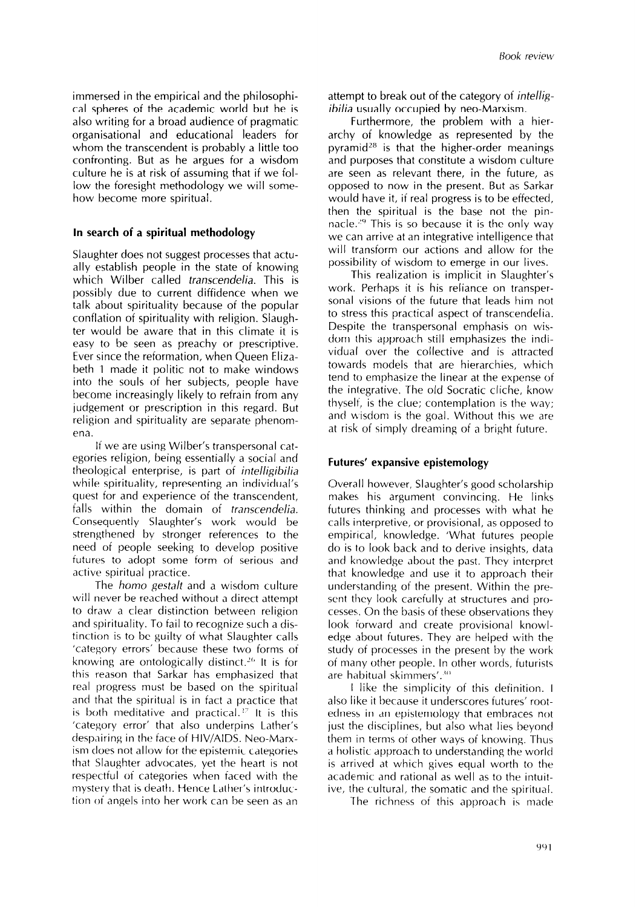immersed in the empirical and the philosophical spheres of the academic world but he is also writing for a broad audience of pragmatic organisational and educational leaders for whom the transcendent is probably a little too confronting. But as he argues for a wisdom culture he is at risk of assuming that if we follow the foresight methodology we will somehow become more spiritual.

### In search of a spiritual methodology

Slaughter does not suggest processes that actually establish people in the state of knowing which Wilber called *transcendelia*. This is possibly due to current diffidence when we talk about spirituality because of the popular conflation of spirituality with religion. Slaughter would be aware that in this climate it is easy to be seen as preachy or prescriptive. Ever since the reformation, when Queen Elizabeth 1 made it politic not to make windows into the souls of her subjects, people have become increasingly likely to refrain from any judgement or prescription in this regard. But religion and spirituality are separate phenomena.

If we are using Wilber's transpersonal categories religion, being essentially a social and theological enterprise, is part of *intelligibilia* while spirituality, representing an individual's quest for and experience of the transcendent, falls within the domain of *transcendelia*. Consequently Slaughter's work would be strengthened by stronger references to the need of people seeking to develop positive futures to adopt some form of serious and active spiritual practice.

The *homo gestalt* and a wisdom culture will never be reached without a direct attempt to draw a clear distinction between religion and spirituality. To fail to recognize such a distinction is to be guilty of what Slaughter calls 'category errors' because these two forms of knowing are ontologically distinct.[26] It is for this reason that Sarkar has emphasized that real progress must be based on the spiritual and that the spiritual is in fact a practice that is both meditative and practical.[27] It is this 'category error' that also underpins Lather's despairing in the face of HIV/AIDS. Neo-Marxism does not allow for the epistemic categories that Slaughter advocates, yet the heart is not respectful of categories when faced with the mystery that is death. Hence Lather's introduction of angels into her work can be seen as an attempt to break out of the category of *intelligibilia* usually occupied by neo-Marxism.

Furthermore, the problem with a hierarchy of knowledge as represented by the pyramid[28] is that the higher-order meanings and purposes that constitute a wisdom culture are seen as relevant there, in the future, as opposed to now in the present. But as Sarkar would have it, if real progress is to be effected, then the spiritual is the base not the pinnacle.[29] This is so because it is the only way we can arrive at an integrative intelligence that will transform our actions and allow for the possibility of wisdom to emerge in our lives.

This realization is implicit in Slaughter's work. Perhaps it is his reliance on transpersonal visions of the future that leads him not to stress this practical aspect of transcendelia. Despite the transpersonal emphasis on wisdom this approach still emphasizes the individual over the collective and is attracted towards models that are hierarchies, which tend to emphasize the linear at the expense of the integrative. The old Socratic cliche, know thyself, is the clue; contemplation is the way; and wisdom is the goal. Without this we are at risk of simply dreaming of a bright future.

### Futures' expansive epistemology

Overall however, Slaughter's good scholarship makes his argument convincing. He links futures thinking and processes with what he calls interpretive, or provisional, as opposed to empirical, knowledge. 'What futures people do is to look back and to derive insights, data and knowledge about the past. They interpret that knowledge and use it to approach their understanding of the present. Within the present they look carefully at structures and processes. On the basis of these observations they look forward and create provisional knowledge about futures. They are helped with the study of processes in the present by the work of many other people. In other words, futurists are habitual skimmers'.[30]

I like the simplicity of this definition. I also like it because it underscores futures' rootedness in an epistemology that embraces not just the disciplines, but also what lies beyond them in terms of other ways of knowing. Thus a holistic approach to understanding the world is arrived at which gives equal worth to the academic and rational as well as to the intuitive, the cultural, the somatic and the spiritual.

The richness of this approach is made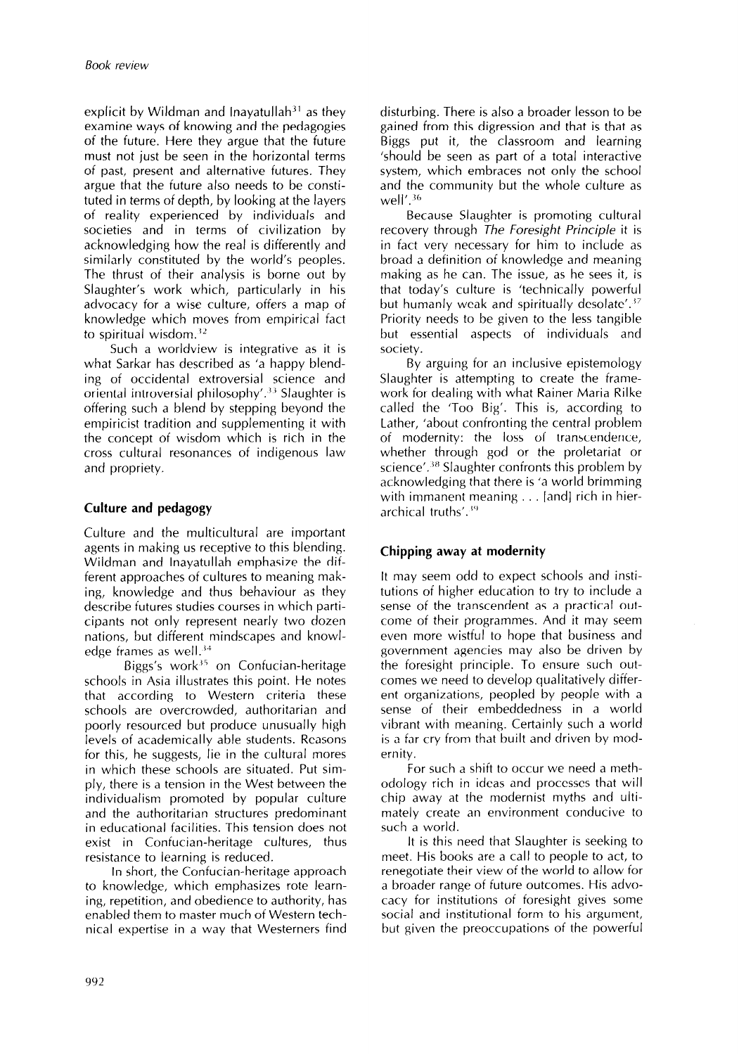explicit by Wildman and Inayatullah[31] as they examine ways of knowing and the pedagogies of the future. Here they argue that the future must not just be seen in the horizontal terms of past, present and alternative futures. They argue that the future also needs to be constituted in terms of depth, by looking at the layers of reality experienced by individuals and societies and in terms of civilization by acknowledging how the real is differently and similarly constituted by the world's peoples. The thrust of their analysis is borne out by Slaughter's work which, particularly in his advocacy for a wise culture, offers a map of knowledge which moves from empirical fact to spiritual wisdom.[32]

Such a worldview is integrative as it is what Sarkar has described as 'a happy blending of occidental extroversial science and oriental introversial philosophy'.[33] Slaughter is offering such a blend by stepping beyond the empiricist tradition and supplementing it with the concept of wisdom which is rich in the cross cultural resonances of indigenous law and propriety.

## Culture and pedagogy

Culture and the multicultural are important agents in making us receptive to this blending. Wildman and Inayatullah emphasize the different approaches of cultures to meaning making, knowledge and thus behaviour as they describe futures studies courses in which participants not only represent nearly two dozen nations, but different mindscapes and knowledge frames as well.[34]

Biggs's work[35] on Confucian-heritage schools in Asia illustrates this point. He notes that according to Western criteria these schools are overcrowded, authoritarian and poorly resourced but produce unusually high levels of academically able students. Reasons for this, he suggests, lie in the cultural mores in which these schools are situated. Put simply, there is a tension in the West between the individualism promoted by popular culture and the authoritarian structures predominant in educational facilities. This tension does not exist in Confucian-heritage cultures, thus resistance to learning is reduced.

In short, the Confucian-heritage approach to knowledge, which emphasizes rote learning, repetition, and obedience to authority, has enabled them to master much of Western technical expertise in a way that Westerners find disturbing. There is also a broader lesson to be gained from this digression and that is that as Biggs put it, the classroom and learning 'should be seen as part of a total interactive system, which embraces not only the school and the community but the whole culture as well'.[36]

Because Slaughter is promoting cultural recovery through *The Foresight Principle* it is in fact very necessary for him to include as broad a definition of knowledge and meaning making as he can. The issue, as he sees it, is that today's culture is 'technically powerful but humanly weak and spiritually desolate'.[37] Priority needs to be given to the less tangible but essential aspects of individuals and society.

By arguing for an inclusive epistemology Slaughter is attempting to create the framework for dealing with what Rainer Maria Rilke called the 'Too Big'. This is, according to Lather, 'about confronting the central problem of modernity: the loss of transcendence, whether through god or the proletariat or science'.[38] Slaughter confronts this problem by acknowledging that there is 'a world brimming with immanent meaning . . . [and] rich in hierarchical truths'.[39]

## Chipping away at modernity

It may seem odd to expect schools and institutions of higher education to try to include a sense of the transcendent as a practical outcome of their programmes. And it may seem even more wistful to hope that business and government agencies may also be driven by the foresight principle. To ensure such outcomes we need to develop qualitatively different organizations, peopled by people with a sense of their embeddedness in a world vibrant with meaning. Certainly such a world is a far cry from that built and driven by modernity.

For such a shift to occur we need a methodology rich in ideas and processes that will chip away at the modernist myths and ultimately create an environment conducive to such a world.

It is this need that Slaughter is seeking to meet. His books are a call to people to act, to renegotiate their view of the world to allow for a broader range of future outcomes. His advocacy for institutions of foresight gives some social and institutional form to his argument, but given the preoccupations of the powerful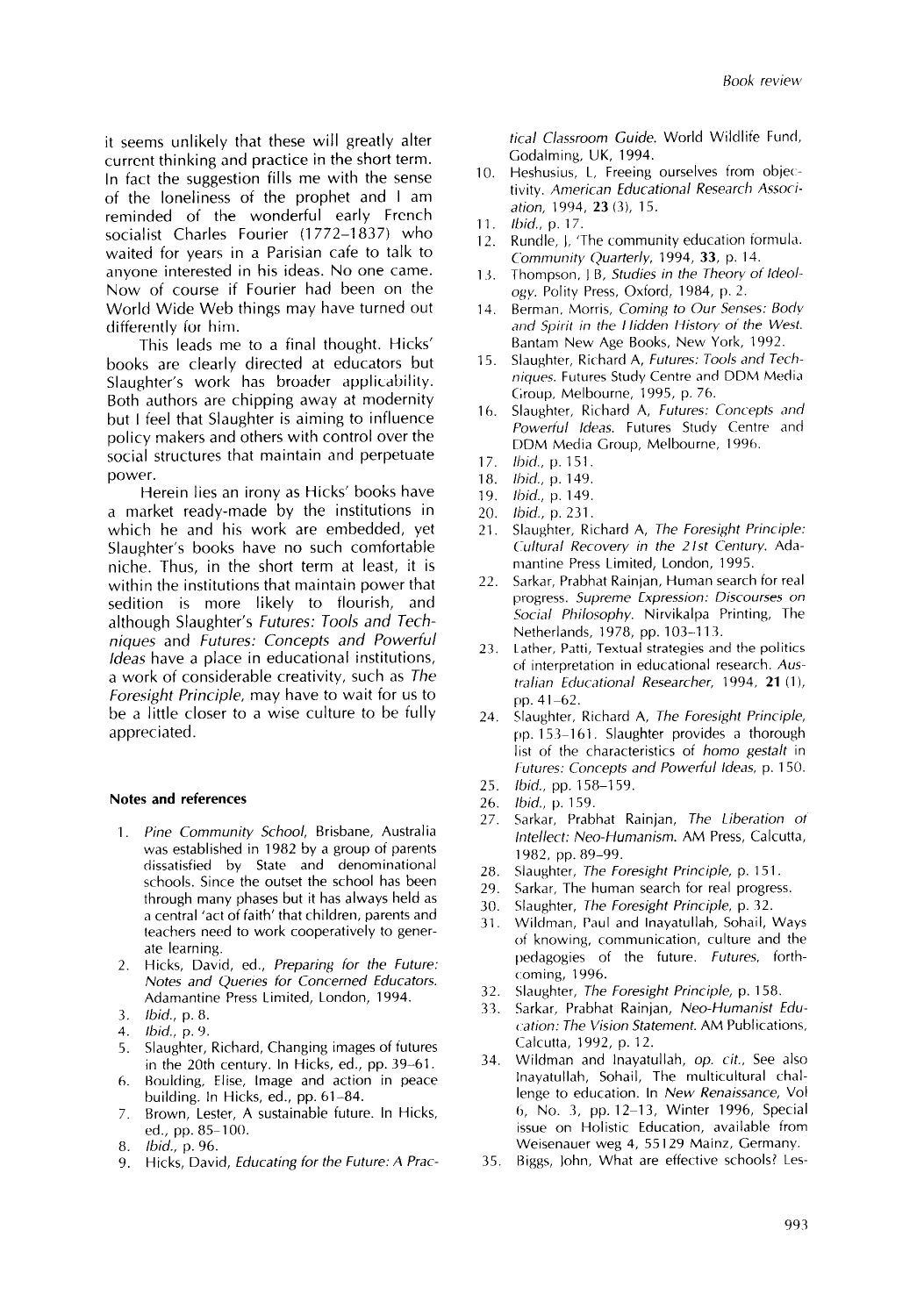it seems unlikely that these will greatly alter current thinking and practice in the short term. In fact the suggestion fills me with the sense of the loneliness of the prophet and I am reminded of the wonderful early French socialist Charles Fourier (1772–1837) who waited for years in a Parisian cafe to talk to anyone interested in his ideas. No one came. Now of course if Fourier had been on the World Wide Web things may have turned out differently for him.

This leads me to a final thought. Hicks' books are clearly directed at educators but Slaughter's work has broader applicability. Both authors are chipping away at modernity but I feel that Slaughter is aiming to influence policy makers and others with control over the social structures that maintain and perpetuate power.

Herein lies an irony as Hicks' books have a market ready-made by the institutions in which he and his work are embedded, yet Slaughter's books have no such comfortable niche. Thus, in the short term at least, it is within the institutions that maintain power that sedition is more likely to flourish, and although Slaughter's *Futures: Tools and Techniques* and *Futures: Concepts and Powerful Ideas* have a place in educational institutions, a work of considerable creativity, such as *The Foresight Principle*, may have to wait for us to be a little closer to a wise culture to be fully appreciated.

### Notes and references

1. *Pine Community School*, Brisbane, Australia was established in 1982 by a group of parents dissatisfied by State and denominational schools. Since the outset the school has been through many phases but it has always held as a central 'act of faith' that children, parents and teachers need to work cooperatively to generate learning.
2. Hicks, David, ed., *Preparing for the Future: Notes and Queries for Concerned Educators*. Adamantine Press Limited, London, 1994.
3. *Ibid.*, p. 8.
4. *Ibid.*, p. 9.
5. Slaughter, Richard, Changing images of futures in the 20th century. In Hicks, ed., pp. 39–61.
6. Boulding, Elise, Image and action in peace building. In Hicks, ed., pp. 61–84.
7. Brown, Lester, A sustainable future. In Hicks, ed., pp. 85–100.
8. *Ibid.*, p. 96.
9. Hicks, David, *Educating for the Future: A Practical Classroom Guide*. World Wildlife Fund, Godalming, UK, 1994.
10. Heshusius, L, Freeing ourselves from objectivity. *American Educational Research Association*, 1994, **23** (3), 15.
11. *Ibid.*, p. 17.
12. Rundle, J, 'The community education formula. *Community Quarterly*, 1994, **33**, p. 14.
13. Thompson, J B, *Studies in the Theory of Ideology*. Polity Press, Oxford, 1984, p. 2.
14. Berman, Morris, *Coming to Our Senses: Body and Spirit in the Hidden History of the West*. Bantam New Age Books, New York, 1992.
15. Slaughter, Richard A, *Futures: Tools and Techniques*. Futures Study Centre and DDM Media Group, Melbourne, 1995, p. 76.
16. Slaughter, Richard A, *Futures: Concepts and Powerful Ideas*. Futures Study Centre and DDM Media Group, Melbourne, 1996.
17. *Ibid.*, p. 151.
18. *Ibid.*, p. 149.
19. *Ibid.*, p. 149.
20. *Ibid.*, p. 231.
21. Slaughter, Richard A, *The Foresight Principle: Cultural Recovery in the 21st Century*. Adamantine Press Limited, London, 1995.
22. Sarkar, Prabhat Rainjan, Human search for real progress. *Supreme Expression: Discourses on Social Philosophy*. Nirvikalpa Printing, The Netherlands, 1978, pp. 103–113.
23. Lather, Patti, Textual strategies and the politics of interpretation in educational research. *Australian Educational Researcher*, 1994, **21** (1), pp. 41–62.
24. Slaughter, Richard A, *The Foresight Principle*, pp. 153–161. Slaughter provides a thorough list of the characteristics of *homo gestalt* in *Futures: Concepts and Powerful Ideas*, p. 150.
25. *Ibid.*, pp. 158–159.
26. *Ibid.*, p. 159.
27. Sarkar, Prabhat Rainjan, *The Liberation of Intellect: Neo-Humanism*. AM Press, Calcutta, 1982, pp. 89–99.
28. Slaughter, *The Foresight Principle*, p. 151.
29. Sarkar, The human search for real progress.
30. Slaughter, *The Foresight Principle*, p. 32.
31. Wildman, Paul and Inayatullah, Sohail, Ways of knowing, communication, culture and the pedagogies of the future. *Futures*, forthcoming, 1996.
32. Slaughter, *The Foresight Principle*, p. 158.
33. Sarkar, Prabhat Rainjan, *Neo-Humanist Education: The Vision Statement*. AM Publications, Calcutta, 1992, p. 12.
34. Wildman and Inayatullah, *op. cit.*, See also Inayatullah, Sohail, The multicultural challenge to education. In *New Renaissance*, Vol 6, No. 3, pp. 12–13, Winter 1996, Special issue on Holistic Education, available from Weisenauer weg 4, 55129 Mainz, Germany.
35. Biggs, John, What are effective schools? Les-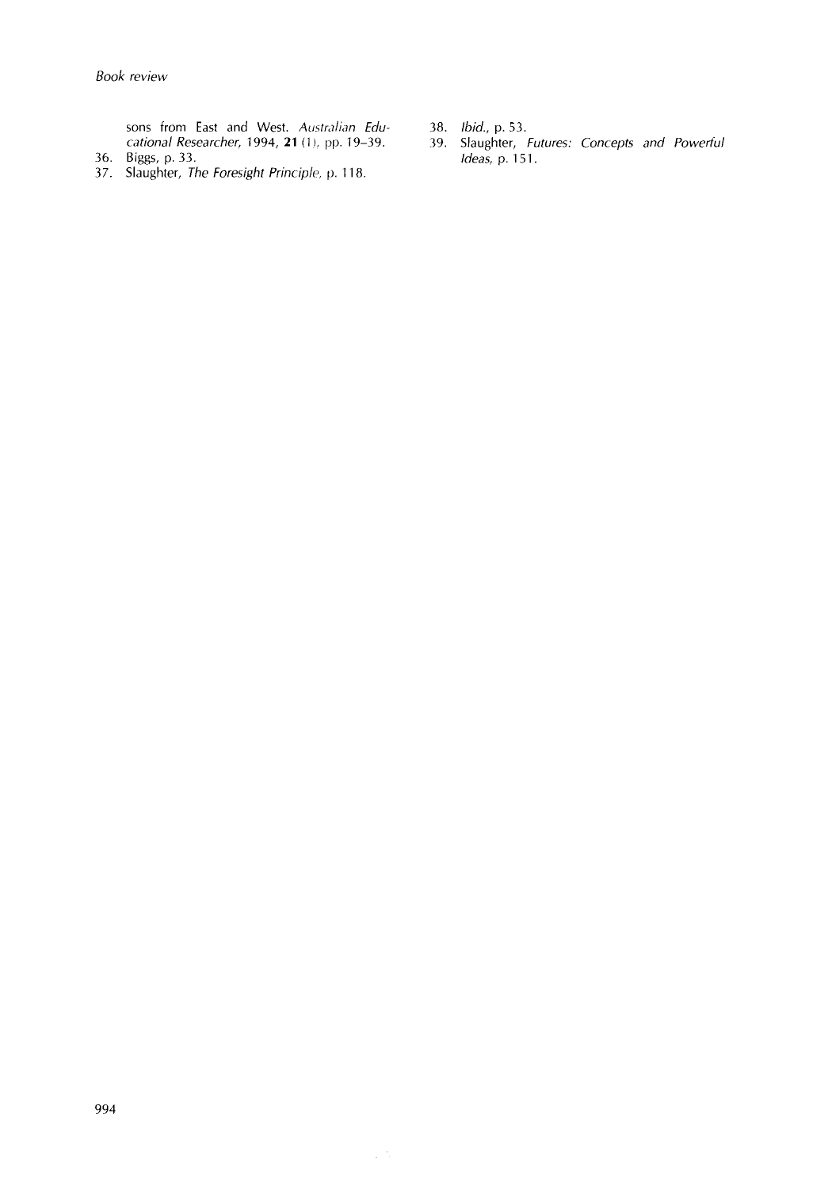sons from East and West. *Australian Educational Researcher*, 1994, **21** (1), pp. 19–39.

36. Biggs, p. 33.
37. Slaughter, *The Foresight Principle*, p. 118.
38. *Ibid.*, p. 53.
39. Slaughter, *Futures: Concepts and Powerful Ideas*, p. 151.